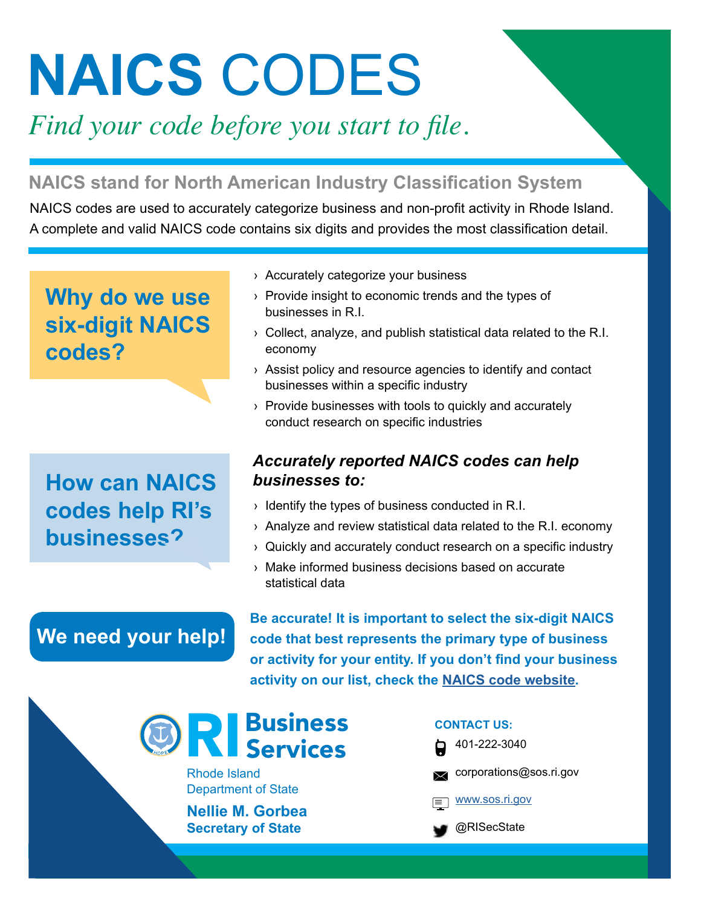# NAICS CODES

*Find your code before you start to file.*

## NAICS stand for North American Industry Classification System

NAICS codes are used to accurately categorize business and non-profit activity in Rhode Island. A complete and valid NAICS code contains six digits and provides the most classification detail.

### Why do we use six-digit NAICS codes?

- Accurately categorize your business
- Provide insight to economic trends and the types of businesses in R.I.
- Collect, analyze, and publish statistical data related to the R.I. economy
- Assist policy and resource agencies to identify and contact businesses within a specific industry
- Provide businesses with tools to quickly and accurately conduct research on specific industries

### How can NAICS codes help RI's businesses?

***Accurately reported NAICS codes can help businesses to:***

- Identify the types of business conducted in R.I.
- Analyze and review statistical data related to the R.I. economy
- Quickly and accurately conduct research on a specific industry
- Make informed business decisions based on accurate statistical data

### We need your help!

**Be accurate! It is important to select the six-digit NAICS code that best represents the primary type of business or activity for your entity. If you don't find your business activity on our list, check the NAICS code website.**

**RI Business Services**

Rhode Island
Department of State

**Nellie M. Gorbea**
**Secretary of State**

**CONTACT US:**

401-222-3040

corporations@sos.ri.gov

www.sos.ri.gov

@RISecState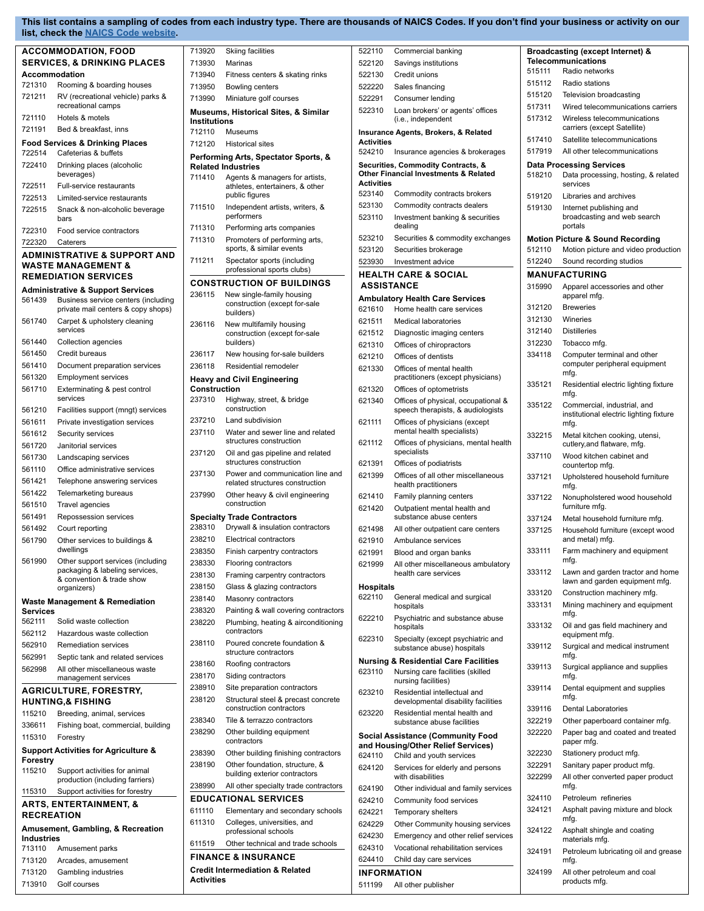**This list contains a sampling of codes from each industry type. There are thousands of NAICS Codes. If you don't find your business or activity on our list, check the NAICS Code website.**

## ACCOMMODATION, FOOD SERVICES, & DRINKING PLACES

### Accommodation

| Code | Description |
|---|---|
| 721310 | Rooming & boarding houses |
| 721211 | RV (recreational vehicle) parks & recreational camps |
| 721110 | Hotels & motels |
| 721191 | Bed & breakfast, inns |

### Food Services & Drinking Places

| Code | Description |
|---|---|
| 722514 | Cafeterias & buffets |
| 722410 | Drinking places (alcoholic beverages) |
| 722511 | Full-service restaurants |
| 722513 | Limited-service restaurants |
| 722515 | Snack & non-alcoholic beverage bars |
| 722310 | Food service contractors |
| 722320 | Caterers |

## ADMINISTRATIVE & SUPPORT AND WASTE MANAGEMENT & REMEDIATION SERVICES

### Administrative & Support Services

| Code | Description |
|---|---|
| 561439 | Business service centers (including private mail centers & copy shops) |
| 561740 | Carpet & upholstery cleaning services |
| 561440 | Collection agencies |
| 561450 | Credit bureaus |
| 561410 | Document preparation services |
| 561320 | Employment services |
| 561710 | Exterminating & pest control services |
| 561210 | Facilities support (mngt) services |
| 561611 | Private investigation services |
| 561612 | Security services |
| 561720 | Janitorial services |
| 561730 | Landscaping services |
| 561110 | Office administrative services |
| 561421 | Telephone answering services |
| 561422 | Telemarketing bureaus |
| 561510 | Travel agencies |
| 561491 | Repossession services |
| 561492 | Court reporting |
| 561790 | Other services to buildings & dwellings |
| 561990 | Other support services (including packaging & labeling services, & convention & trade show organizers) |

### Waste Management & Remediation Services

| Code | Description |
|---|---|
| 562111 | Solid waste collection |
| 562112 | Hazardous waste collection |
| 562910 | Remediation services |
| 562991 | Septic tank and related services |
| 562998 | All other miscellaneous waste management services |

## AGRICULTURE, FORESTRY, HUNTING,& FISHING

| Code | Description |
|---|---|
| 115210 | Breeding, animal, services |
| 336611 | Fishing boat, commercial, building |
| 115310 | Forestry |

### Support Activities for Agriculture & Forestry

| Code | Description |
|---|---|
| 115210 | Support activities for animal production (including farriers) |
| 115310 | Support activities for forestry |

## ARTS, ENTERTAINMENT, & RECREATION

### Amusement, Gambling, & Recreation Industries

| Code | Description |
|---|---|
| 713110 | Amusement parks |
| 713120 | Arcades, amusement |
| 713120 | Gambling industries |
| 713910 | Golf courses |
| 713920 | Skiing facilities |
| 713930 | Marinas |
| 713940 | Fitness centers & skating rinks |
| 713950 | Bowling centers |
| 713990 | Miniature golf courses |

### Museums, Historical Sites, & Similar Institutions

| Code | Description |
|---|---|
| 712110 | Museums |
| 712120 | Historical sites |

### Performing Arts, Spectator Sports, & Related Industries

| Code | Description |
|---|---|
| 711410 | Agents & managers for artists, athletes, entertainers, & other public figures |
| 711510 | Independent artists, writers, & performers |
| 711310 | Performing arts companies |
| 711310 | Promoters of performing arts, sports, & similar events |
| 711211 | Spectator sports (including professional sports clubs) |

## CONSTRUCTION OF BUILDINGS

| Code | Description |
|---|---|
| 236115 | New single-family housing construction (except for-sale builders) |
| 236116 | New multifamily housing construction (except for-sale builders) |
| 236117 | New housing for-sale builders |
| 236118 | Residential remodeler |

### Heavy and Civil Engineering Construction

| Code | Description |
|---|---|
| 237310 | Highway, street, & bridge construction |
| 237210 | Land subdivision |
| 237110 | Water and sewer line and related structures construction |
| 237120 | Oil and gas pipeline and related structures construction |
| 237130 | Power and communication line and related structures construction |
| 237990 | Other heavy & civil engineering construction |

### Specialty Trade Contractors

| Code | Description |
|---|---|
| 238310 | Drywall & insulation contractors |
| 238210 | Electrical contractors |
| 238350 | Finish carpentry contractors |
| 238330 | Flooring contractors |
| 238130 | Framing carpentry contractors |
| 238150 | Glass & glazing contractors |
| 238140 | Masonry contractors |
| 238320 | Painting & wall covering contractors |
| 238220 | Plumbing, heating & airconditioning contractors |
| 238110 | Poured concrete foundation & structure contractors |
| 238160 | Roofing contractors |
| 238170 | Siding contractors |
| 238910 | Site preparation contractors |
| 238120 | Structural steel & precast concrete construction contractors |
| 238340 | Tile & terrazzo contractors |
| 238290 | Other building equipment contractors |
| 238390 | Other building finishing contractors |
| 238190 | Other foundation, structure, & building exterior contractors |
| 238990 | All other specialty trade contractors |

## EDUCATIONAL SERVICES

| Code | Description |
|---|---|
| 611110 | Elementary and secondary schools |
| 611310 | Colleges, universities, and professional schools |
| 611519 | Other technical and trade schools |

## FINANCE & INSURANCE

### Credit Intermediation & Related Activities

| Code | Description |
|---|---|
| 522110 | Commercial banking |
| 522120 | Savings institutions |
| 522130 | Credit unions |
| 522220 | Sales financing |
| 522291 | Consumer lending |
| 522310 | Loan brokers' or agents' offices (i.e., independent |

### Insurance Agents, Brokers, & Related Activities

| Code | Description |
|---|---|
| 524210 | Insurance agencies & brokerages |

### Securities, Commodity Contracts, & Other Financial Investments & Related Activities

| Code | Description |
|---|---|
| 523140 | Commodity contracts brokers |
| 523130 | Commodity contracts dealers |
| 523110 | Investment banking & securities dealing |
| 523210 | Securities & commodity exchanges |
| 523120 | Securities brokerage |
| 523930 | Investment advice |

## HEALTH CARE & SOCIAL ASSISTANCE

### Ambulatory Health Care Services

| Code | Description |
|---|---|
| 621610 | Home health care services |
| 621511 | Medical laboratories |
| 621512 | Diagnostic imaging centers |
| 621310 | Offices of chiropractors |
| 621210 | Offices of dentists |
| 621330 | Offices of mental health practitioners (except physicians) |
| 621320 | Offices of optometrists |
| 621340 | Offices of physical, occupational & speech therapists, & audiologists |
| 621111 | Offices of physicians (except mental health specialists) |
| 621112 | Offices of physicians, mental health specialists |
| 621391 | Offices of podiatrists |
| 621399 | Offices of all other miscellaneous health practitioners |
| 621410 | Family planning centers |
| 621420 | Outpatient mental health and substance abuse centers |
| 621498 | All other outpatient care centers |
| 621910 | Ambulance services |
| 621991 | Blood and organ banks |
| 621999 | All other miscellaneous ambulatory health care services |

### Hospitals

| Code | Description |
|---|---|
| 622110 | General medical and surgical hospitals |
| 622210 | Psychiatric and substance abuse hospitals |
| 622310 | Specialty (except psychiatric and substance abuse) hospitals |

### Nursing & Residential Care Facilities

| Code | Description |
|---|---|
| 623110 | Nursing care facilities (skilled nursing facilities) |
| 623210 | Residential intellectual and developmental disability facilities |
| 623220 | Residential mental health and substance abuse facilities |

### Social Assistance (Community Food and Housing/Other Relief Services)

| Code | Description |
|---|---|
| 624110 | Child and youth services |
| 624120 | Services for elderly and persons with disabilities |
| 624190 | Other individual and family services |
| 624210 | Community food services |
| 624221 | Temporary shelters |
| 624229 | Other Community housing services |
| 624230 | Emergency and other relief services |
| 624310 | Vocational rehabilitation services |
| 624410 | Child day care services |

## INFORMATION

| Code | Description |
|---|---|
| 511199 | All other publisher |

### Broadcasting (except Internet) & Telecommunications

| Code | Description |
|---|---|
| 515111 | Radio networks |
| 515112 | Radio stations |
| 515120 | Television broadcasting |
| 517311 | Wired telecommunications carriers |
| 517312 | Wireless telecommunications carriers (except Satellite) |
| 517410 | Satellite telecommunications |
| 517919 | All other telecommunications |

### Data Processing Services

| Code | Description |
|---|---|
| 518210 | Data processing, hosting, & related services |
| 519120 | Libraries and archives |
| 519130 | Internet publishing and broadcasting and web search portals |

### Motion Picture & Sound Recording

| Code | Description |
|---|---|
| 512110 | Motion picture and video production |
| 512240 | Sound recording studios |

## MANUFACTURING

| Code | Description |
|---|---|
| 315990 | Apparel accessories and other apparel mfg. |
| 312120 | Breweries |
| 312130 | Wineries |
| 312140 | Distilleries |
| 312230 | Tobacco mfg. |
| 334118 | Computer terminal and other computer peripheral equipment mfg. |
| 335121 | Residential electric lighting fixture mfg. |
| 335122 | Commercial, industrial, and institutional electric lighting fixture mfg. |
| 332215 | Metal kitchen cooking, utensi, cutlery,and flatware, mfg. |
| 337110 | Wood kitchen cabinet and countertop mfg. |
| 337121 | Upholstered household furniture mfg. |
| 337122 | Nonupholstered wood household furniture mfg. |
| 337124 | Metal household furniture mfg. |
| 337125 | Household furniture (except wood and metal) mfg. |
| 333111 | Farm machinery and equipment mfg. |
| 333112 | Lawn and garden tractor and home lawn and garden equipment mfg. |
| 333120 | Construction machinery mfg. |
| 333131 | Mining machinery and equipment mfg. |
| 333132 | Oil and gas field machinery and equipment mfg. |
| 339112 | Surgical and medical instrument mfg. |
| 339113 | Surgical appliance and supplies mfg. |
| 339114 | Dental equipment and supplies mfg. |
| 339116 | Dental Laboratories |
| 322219 | Other paperboard container mfg. |
| 322220 | Paper bag and coated and treated paper mfg. |
| 322230 | Stationery product mfg. |
| 322291 | Sanitary paper product mfg. |
| 322299 | All other converted paper product mfg. |
| 324110 | Petroleum refineries |
| 324121 | Asphalt paving mixture and block mfg. |
| 324122 | Asphalt shingle and coating materials mfg. |
| 324191 | Petroleum lubricating oil and grease mfg. |
| 324199 | All other petroleum and coal products mfg. |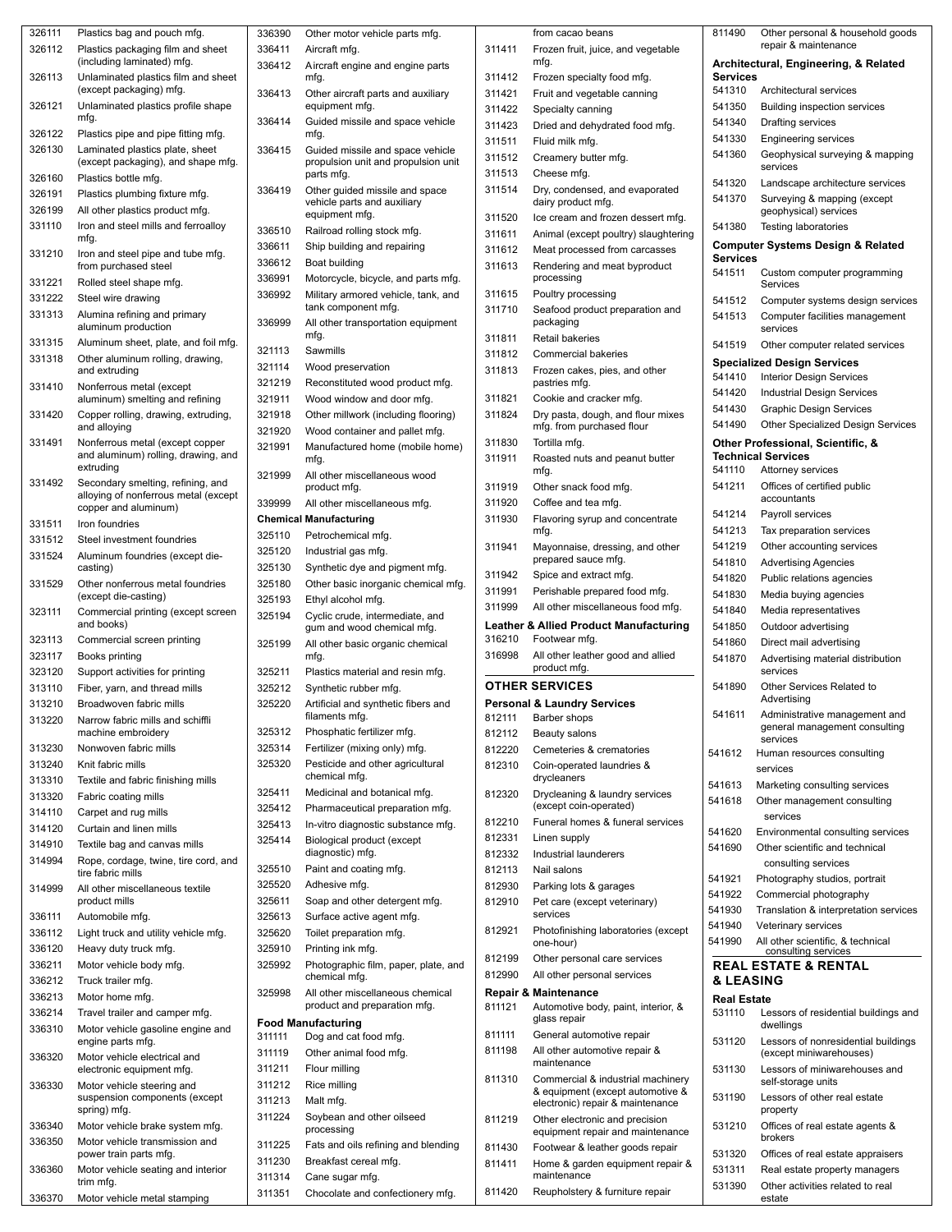326111 Plastics bag and pouch mfg.
326112 Plastics packaging film and sheet (including laminated) mfg.
326113 Unlaminated plastics film and sheet (except packaging) mfg.
326121 Unlaminated plastics profile shape mfg.
326122 Plastics pipe and pipe fitting mfg.
326130 Laminated plastics plate, sheet (except packaging), and shape mfg.
326160 Plastics bottle mfg.
326191 Plastics plumbing fixture mfg.
326199 All other plastics product mfg.
331110 Iron and steel mills and ferroalloy mfg.
331210 Iron and steel pipe and tube mfg. from purchased steel
331221 Rolled steel shape mfg.
331222 Steel wire drawing
331313 Alumina refining and primary aluminum production
331315 Aluminum sheet, plate, and foil mfg.
331318 Other aluminum rolling, drawing, and extruding
331410 Nonferrous metal (except aluminum) smelting and refining
331420 Copper rolling, drawing, extruding, and alloying
331491 Nonferrous metal (except copper and aluminum) rolling, drawing, and extruding
331492 Secondary smelting, refining, and alloying of nonferrous metal (except copper and aluminum)
331511 Iron foundries
331512 Steel investment foundries
331524 Aluminum foundries (except die-casting)
331529 Other nonferrous metal foundries (except die-casting)
323111 Commercial printing (except screen and books)
323113 Commercial screen printing
323117 Books printing
323120 Support activities for printing
313110 Fiber, yarn, and thread mills
313210 Broadwoven fabric mills
313220 Narrow fabric mills and schiffli machine embroidery
313230 Nonwoven fabric mills
313240 Knit fabric mills
313310 Textile and fabric finishing mills
313320 Fabric coating mills
314110 Carpet and rug mills
314120 Curtain and linen mills
314910 Textile bag and canvas mills
314994 Rope, cordage, twine, tire cord, and tire fabric mills
314999 All other miscellaneous textile product mills
336111 Automobile mfg.
336112 Light truck and utility vehicle mfg.
336120 Heavy duty truck mfg.
336211 Motor vehicle body mfg.
336212 Truck trailer mfg.
336213 Motor home mfg.
336214 Travel trailer and camper mfg.
336310 Motor vehicle gasoline engine and engine parts mfg.
336320 Motor vehicle electrical and electronic equipment mfg.
336330 Motor vehicle steering and suspension components (except spring) mfg.
336340 Motor vehicle brake system mfg.
336350 Motor vehicle transmission and power train parts mfg.
336360 Motor vehicle seating and interior trim mfg.
336370 Motor vehicle metal stamping
336390 Other motor vehicle parts mfg.
336411 Aircraft mfg.
336412 Aircraft engine and engine parts mfg.
336413 Other aircraft parts and auxiliary equipment mfg.
336414 Guided missile and space vehicle mfg.
336415 Guided missile and space vehicle propulsion unit and propulsion unit parts mfg.
336419 Other guided missile and space vehicle parts and auxiliary equipment mfg.
336510 Railroad rolling stock mfg.
336611 Ship building and repairing
336612 Boat building
336991 Motorcycle, bicycle, and parts mfg.
336992 Military armored vehicle, tank, and tank component mfg.
336999 All other transportation equipment mfg.
321113 Sawmills
321114 Wood preservation
321219 Reconstituted wood product mfg.
321911 Wood window and door mfg.
321918 Other millwork (including flooring)
321920 Wood container and pallet mfg.
321991 Manufactured home (mobile home) mfg.
321999 All other miscellaneous wood product mfg.
339999 All other miscellaneous mfg.

**Chemical Manufacturing**

325110 Petrochemical mfg.
325120 Industrial gas mfg.
325130 Synthetic dye and pigment mfg.
325180 Other basic inorganic chemical mfg.
325193 Ethyl alcohol mfg.
325194 Cyclic crude, intermediate, and gum and wood chemical mfg.
325199 All other basic organic chemical mfg.
325211 Plastics material and resin mfg.
325212 Synthetic rubber mfg.
325220 Artificial and synthetic fibers and filaments mfg.
325312 Phosphatic fertilizer mfg.
325314 Fertilizer (mixing only) mfg.
325320 Pesticide and other agricultural chemical mfg.
325411 Medicinal and botanical mfg.
325412 Pharmaceutical preparation mfg.
325413 In-vitro diagnostic substance mfg.
325414 Biological product (except diagnostic) mfg.
325510 Paint and coating mfg.
325520 Adhesive mfg.
325611 Soap and other detergent mfg.
325613 Surface active agent mfg.
325620 Toilet preparation mfg.
325910 Printing ink mfg.
325992 Photographic film, paper, plate, and chemical mfg.
325998 All other miscellaneous chemical product and preparation mfg.

**Food Manufacturing**

311111 Dog and cat food mfg.
311119 Other animal food mfg.
311211 Flour milling
311212 Rice milling
311213 Malt mfg.
311224 Soybean and other oilseed processing
311225 Fats and oils refining and blending
311230 Breakfast cereal mfg.
311314 Cane sugar mfg.
311351 Chocolate and confectionery mfg. from cacao beans
311411 Frozen fruit, juice, and vegetable mfg.
311412 Frozen specialty food mfg.
311421 Fruit and vegetable canning
311422 Specialty canning
311423 Dried and dehydrated food mfg.
311511 Fluid milk mfg.
311512 Creamery butter mfg.
311513 Cheese mfg.
311514 Dry, condensed, and evaporated dairy product mfg.
311520 Ice cream and frozen dessert mfg.
311611 Animal (except poultry) slaughtering
311612 Meat processed from carcasses
311613 Rendering and meat byproduct processing
311615 Poultry processing
311710 Seafood product preparation and packaging
311811 Retail bakeries
311812 Commercial bakeries
311813 Frozen cakes, pies, and other pastries mfg.
311821 Cookie and cracker mfg.
311824 Dry pasta, dough, and flour mixes mfg. from purchased flour
311830 Tortilla mfg.
311911 Roasted nuts and peanut butter mfg.
311919 Other snack food mfg.
311920 Coffee and tea mfg.
311930 Flavoring syrup and concentrate mfg.
311941 Mayonnaise, dressing, and other prepared sauce mfg.
311942 Spice and extract mfg.
311991 Perishable prepared food mfg.
311999 All other miscellaneous food mfg.

**Leather & Allied Product Manufacturing**

316210 Footwear mfg.
316998 All other leather good and allied product mfg.

## OTHER SERVICES

**Personal & Laundry Services**

812111 Barber shops
812112 Beauty salons
812220 Cemeteries & crematories
812310 Coin-operated laundries & drycleaners
812320 Drycleaning & laundry services (except coin-operated)
812210 Funeral homes & funeral services
812331 Linen supply
812332 Industrial launderers
812113 Nail salons
812930 Parking lots & garages
812910 Pet care (except veterinary) services
812921 Photofinishing laboratories (except one-hour)
812199 Other personal care services
812990 All other personal services

**Repair & Maintenance**

811121 Automotive body, paint, interior, & glass repair
811111 General automotive repair
811198 All other automotive repair & maintenance
811310 Commercial & industrial machinery & equipment (except automotive & electronic) repair & maintenance
811219 Other electronic and precision equipment repair and maintenance
811430 Footwear & leather goods repair
811411 Home & garden equipment repair & maintenance
811420 Reupholstery & furniture repair
811490 Other personal & household goods repair & maintenance

**Architectural, Engineering, & Related Services**

541310 Architectural services
541350 Building inspection services
541340 Drafting services
541330 Engineering services
541360 Geophysical surveying & mapping services
541320 Landscape architecture services
541370 Surveying & mapping (except geophysical) services
541380 Testing laboratories

**Computer Systems Design & Related Services**

541511 Custom computer programming Services
541512 Computer systems design services
541513 Computer facilities management services
541519 Other computer related services

**Specialized Design Services**

541410 Interior Design Services
541420 Industrial Design Services
541430 Graphic Design Services
541490 Other Specialized Design Services

**Other Professional, Scientific, & Technical Services**

541110 Attorney services
541211 Offices of certified public accountants
541214 Payroll services
541213 Tax preparation services
541219 Other accounting services
541810 Advertising Agencies
541820 Public relations agencies
541830 Media buying agencies
541840 Media representatives
541850 Outdoor advertising
541860 Direct mail advertising
541870 Advertising material distribution services
541890 Other Services Related to Advertising
541611 Administrative management and general management consulting services
541612 Human resources consulting services
541613 Marketing consulting services
541618 Other management consulting services
541620 Environmental consulting services
541690 Other scientific and technical consulting services
541921 Photography studios, portrait
541922 Commercial photography
541930 Translation & interpretation services
541940 Veterinary services
541990 All other scientific, & technical consulting services

## REAL ESTATE & RENTAL & LEASING

**Real Estate**

531110 Lessors of residential buildings and dwellings
531120 Lessors of nonresidential buildings (except miniwarehouses)
531130 Lessors of miniwarehouses and self-storage units
531190 Lessors of other real estate property
531210 Offices of real estate agents & brokers
531320 Offices of real estate appraisers
531311 Real estate property managers
531390 Other activities related to real estate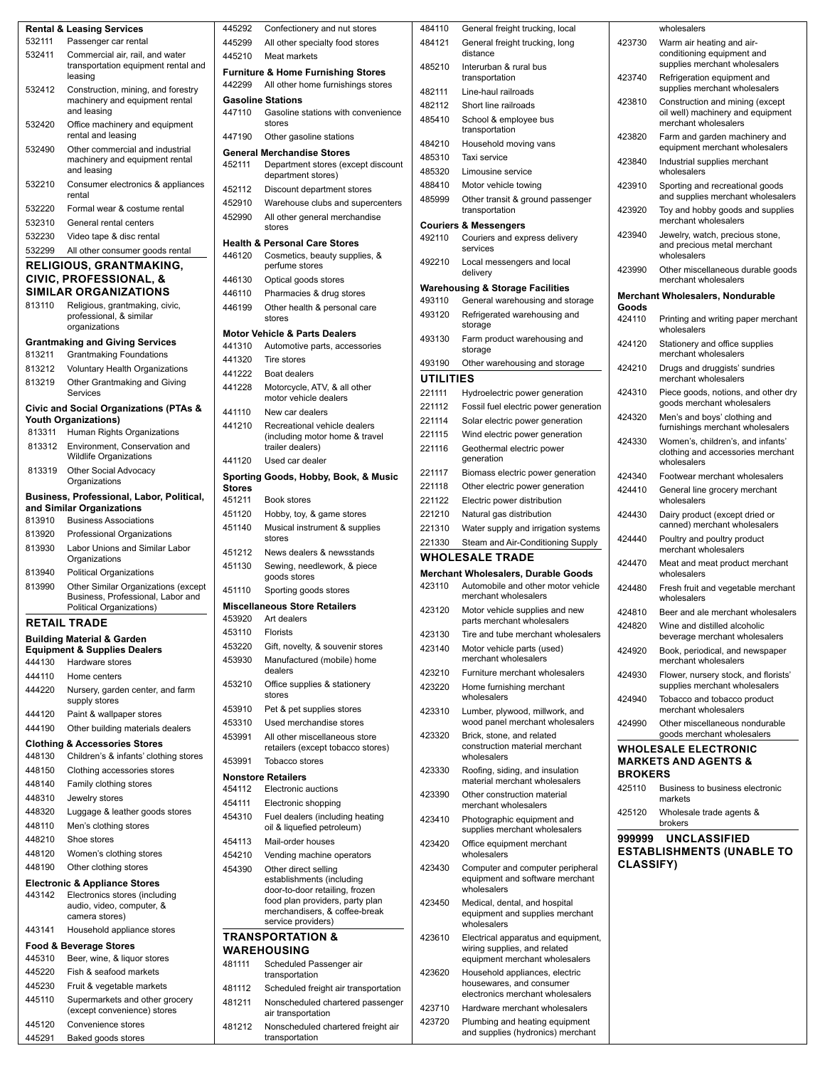**Rental & Leasing Services**

532111 Passenger car rental
532411 Commercial air, rail, and water transportation equipment rental and leasing
532412 Construction, mining, and forestry machinery and equipment rental and leasing
532420 Office machinery and equipment rental and leasing
532490 Other commercial and industrial machinery and equipment rental and leasing
532210 Consumer electronics & appliances rental
532220 Formal wear & costume rental
532310 General rental centers
532230 Video tape & disc rental
532299 All other consumer goods rental

## RELIGIOUS, GRANTMAKING, CIVIC, PROFESSIONAL, & SIMILAR ORGANIZATIONS

813110 Religious, grantmaking, civic, professional, & similar organizations

**Grantmaking and Giving Services**

813211 Grantmaking Foundations
813212 Voluntary Health Organizations
813219 Other Grantmaking and Giving Services

**Civic and Social Organizations (PTAs & Youth Organizations)**

813311 Human Rights Organizations
813312 Environment, Conservation and Wildlife Organizations
813319 Other Social Advocacy Organizations

**Business, Professional, Labor, Political, and Similar Organizations**

813910 Business Associations
813920 Professional Organizations
813930 Labor Unions and Similar Labor Organizations
813940 Political Organizations
813990 Other Similar Organizations (except Business, Professional, Labor and Political Organizations)

## RETAIL TRADE

**Building Material & Garden Equipment & Supplies Dealers**

444130 Hardware stores
444110 Home centers
444220 Nursery, garden center, and farm supply stores
444120 Paint & wallpaper stores
444190 Other building materials dealers

**Clothing & Accessories Stores**

448130 Children's & infants' clothing stores
448150 Clothing accessories stores
448140 Family clothing stores
448310 Jewelry stores
448320 Luggage & leather goods stores
448110 Men's clothing stores
448210 Shoe stores
448120 Women's clothing stores
448190 Other clothing stores

**Electronic & Appliance Stores**

443142 Electronics stores (including audio, video, computer, & camera stores)
443141 Household appliance stores

**Food & Beverage Stores**

445310 Beer, wine, & liquor stores
445220 Fish & seafood markets
445230 Fruit & vegetable markets
445110 Supermarkets and other grocery (except convenience) stores
445120 Convenience stores
445291 Baked goods stores
445292 Confectionery and nut stores
445299 All other specialty food stores
445210 Meat markets

**Furniture & Home Furnishing Stores**

442299 All other home furnishings stores

**Gasoline Stations**

447110 Gasoline stations with convenience stores
447190 Other gasoline stations

**General Merchandise Stores**

452111 Department stores (except discount department stores)
452112 Discount department stores
452910 Warehouse clubs and supercenters
452990 All other general merchandise stores

**Health & Personal Care Stores**

446120 Cosmetics, beauty supplies, & perfume stores
446130 Optical goods stores
446110 Pharmacies & drug stores
446199 Other health & personal care stores

**Motor Vehicle & Parts Dealers**

441310 Automotive parts, accessories
441320 Tire stores
441222 Boat dealers
441228 Motorcycle, ATV, & all other motor vehicle dealers
441110 New car dealers
441210 Recreational vehicle dealers (including motor home & travel trailer dealers)
441120 Used car dealer

**Sporting Goods, Hobby, Book, & Music Stores**

451211 Book stores
451120 Hobby, toy, & game stores
451140 Musical instrument & supplies stores
451212 News dealers & newsstands
451130 Sewing, needlework, & piece goods stores
451110 Sporting goods stores

**Miscellaneous Store Retailers**

453920 Art dealers
453110 Florists
453220 Gift, novelty, & souvenir stores
453930 Manufactured (mobile) home dealers
453210 Office supplies & stationery stores
453910 Pet & pet supplies stores
453310 Used merchandise stores
453991 All other miscellaneous store retailers (except tobacco stores)
453991 Tobacco stores

**Nonstore Retailers**

454112 Electronic auctions
454111 Electronic shopping
454310 Fuel dealers (including heating oil & liquefied petroleum)
454113 Mail-order houses
454210 Vending machine operators
454390 Other direct selling establishments (including door-to-door retailing, frozen food plan providers, party plan merchandisers, & coffee-break service providers)

## TRANSPORTATION & WAREHOUSING

481111 Scheduled Passenger air transportation
481112 Scheduled freight air transportation
481211 Nonscheduled chartered passenger air transportation
481212 Nonscheduled chartered freight air transportation
484110 General freight trucking, local
484121 General freight trucking, long distance
485210 Interurban & rural bus transportation
482111 Line-haul railroads
482112 Short line railroads
485410 School & employee bus transportation
484210 Household moving vans
485310 Taxi service
485320 Limousine service
488410 Motor vehicle towing
485999 Other transit & ground passenger transportation

**Couriers & Messengers**

492110 Couriers and express delivery services
492210 Local messengers and local delivery

**Warehousing & Storage Facilities**

493110 General warehousing and storage
493120 Refrigerated warehousing and storage
493130 Farm product warehousing and storage
493190 Other warehousing and storage

## UTILITIES

221111 Hydroelectric power generation
221112 Fossil fuel electric power generation
221114 Solar electric power generation
221115 Wind electric power generation
221116 Geothermal electric power generation
221117 Biomass electric power generation
221118 Other electric power generation
221122 Electric power distribution
221210 Natural gas distribution
221310 Water supply and irrigation systems
221330 Steam and Air-Conditioning Supply

## WHOLESALE TRADE

**Merchant Wholesalers, Durable Goods**

423110 Automobile and other motor vehicle merchant wholesalers
423120 Motor vehicle supplies and new parts merchant wholesalers
423130 Tire and tube merchant wholesalers
423140 Motor vehicle parts (used) merchant wholesalers
423210 Furniture merchant wholesalers
423220 Home furnishing merchant wholesalers
423310 Lumber, plywood, millwork, and wood panel merchant wholesalers
423320 Brick, stone, and related construction material merchant wholesalers
423330 Roofing, siding, and insulation material merchant wholesalers
423390 Other construction material merchant wholesalers
423410 Photographic equipment and supplies merchant wholesalers
423420 Office equipment merchant wholesalers
423430 Computer and computer peripheral equipment and software merchant wholesalers
423450 Medical, dental, and hospital equipment and supplies merchant wholesalers
423610 Electrical apparatus and equipment, wiring supplies, and related equipment merchant wholesalers
423620 Household appliances, electric housewares, and consumer electronics merchant wholesalers
423710 Hardware merchant wholesalers
423720 Plumbing and heating equipment and supplies (hydronics) merchant wholesalers
423730 Warm air heating and air-conditioning equipment and supplies merchant wholesalers
423740 Refrigeration equipment and supplies merchant wholesalers
423810 Construction and mining (except oil well) machinery and equipment merchant wholesalers
423820 Farm and garden machinery and equipment merchant wholesalers
423840 Industrial supplies merchant wholesalers
423910 Sporting and recreational goods and supplies merchant wholesalers
423920 Toy and hobby goods and supplies merchant wholesalers
423940 Jewelry, watch, precious stone, and precious metal merchant wholesalers
423990 Other miscellaneous durable goods merchant wholesalers

**Merchant Wholesalers, Nondurable Goods**

424110 Printing and writing paper merchant wholesalers
424120 Stationery and office supplies merchant wholesalers
424210 Drugs and druggists' sundries merchant wholesalers
424310 Piece goods, notions, and other dry goods merchant wholesalers
424320 Men's and boys' clothing and furnishings merchant wholesalers
424330 Women's, children's, and infants' clothing and accessories merchant wholesalers
424340 Footwear merchant wholesalers
424410 General line grocery merchant wholesalers
424430 Dairy product (except dried or canned) merchant wholesalers
424440 Poultry and poultry product merchant wholesalers
424470 Meat and meat product merchant wholesalers
424480 Fresh fruit and vegetable merchant wholesalers
424810 Beer and ale merchant wholesalers
424820 Wine and distilled alcoholic beverage merchant wholesalers
424920 Book, periodical, and newspaper merchant wholesalers
424930 Flower, nursery stock, and florists' supplies merchant wholesalers
424940 Tobacco and tobacco product merchant wholesalers
424990 Other miscellaneous nondurable goods merchant wholesalers

## WHOLESALE ELECTRONIC MARKETS AND AGENTS & BROKERS

425110 Business to business electronic markets
425120 Wholesale trade agents & brokers

## 999999 UNCLASSIFIED ESTABLISHMENTS (UNABLE TO CLASSIFY)